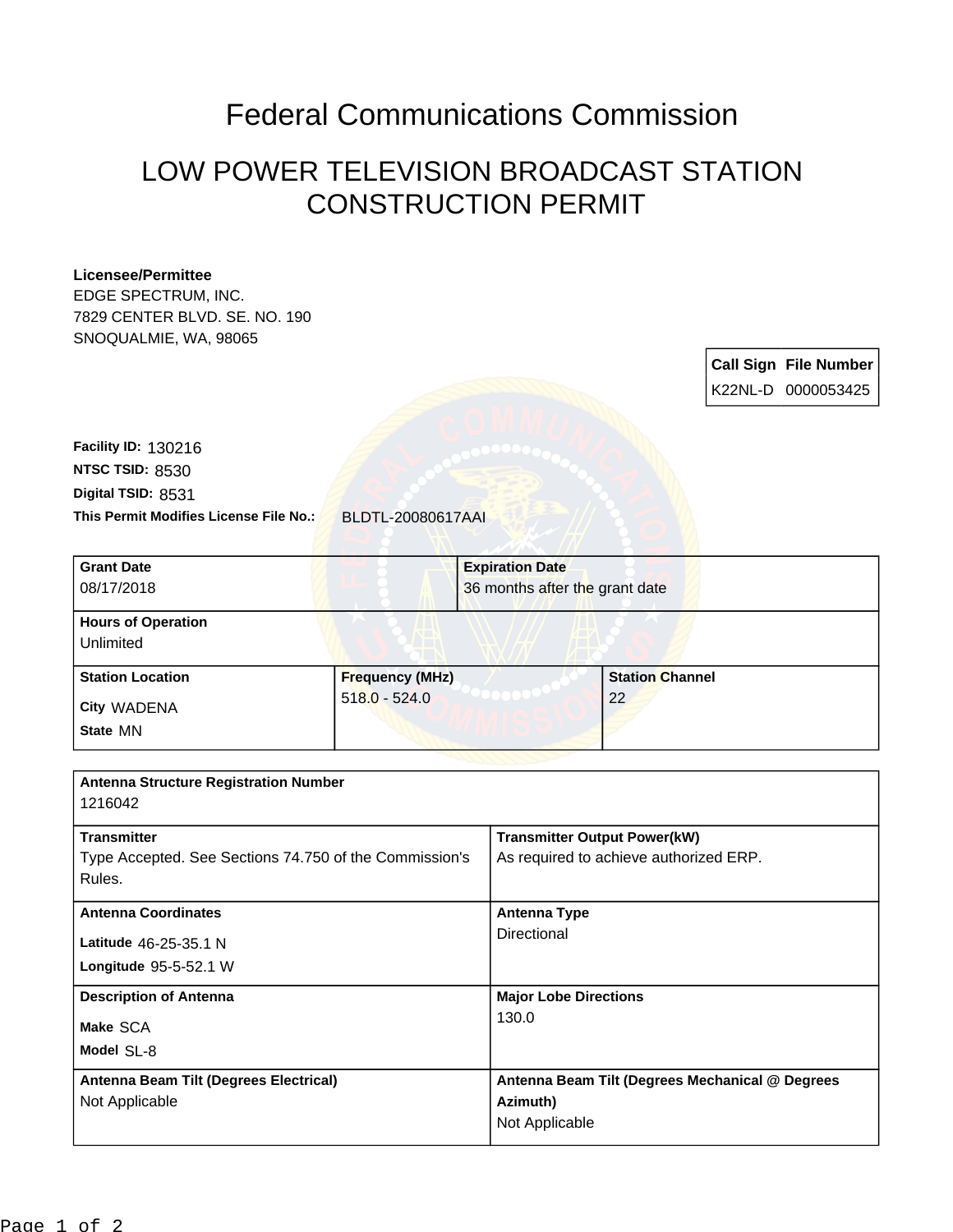# Federal Communications Commission

## LOW POWER TELEVISION BROADCAST STATION CONSTRUCTION PERMIT

**Licensee/Permittee**
EDGE SPECTRUM, INC.
7829 CENTER BLVD. SE. NO. 190
SNOQUALMIE, WA, 98065

| Call Sign | File Number |
|---|---|
| K22NL-D | 0000053425 |

**Facility ID:** 130216
**NTSC TSID:** 8530
**Digital TSID:** 8531
**This Permit Modifies License File No.:** BLDTL-20080617AAI

| **Grant Date** | **Expiration Date** |
|---|---|
| 08/17/2018 | 36 months after the grant date |

**Hours of Operation**
Unlimited

| **Station Location** | **Frequency (MHz)** | **Station Channel** |
|---|---|---|
| City WADENA<br>State MN | 518.0 - 524.0 | 22 |

**Antenna Structure Registration Number**
1216042

| **Transmitter** | **Transmitter Output Power(kW)** |
|---|---|
| Type Accepted. See Sections 74.750 of the Commission's Rules. | As required to achieve authorized ERP. |
| **Antenna Coordinates** | **Antenna Type** |
| Latitude 46-25-35.1 N<br>Longitude 95-5-52.1 W | Directional |
| **Description of Antenna** | **Major Lobe Directions** |
| Make SCA<br>Model SL-8 | 130.0 |
| **Antenna Beam Tilt (Degrees Electrical)** | **Antenna Beam Tilt (Degrees Mechanical @ Degrees Azimuth)** |
| Not Applicable | Not Applicable |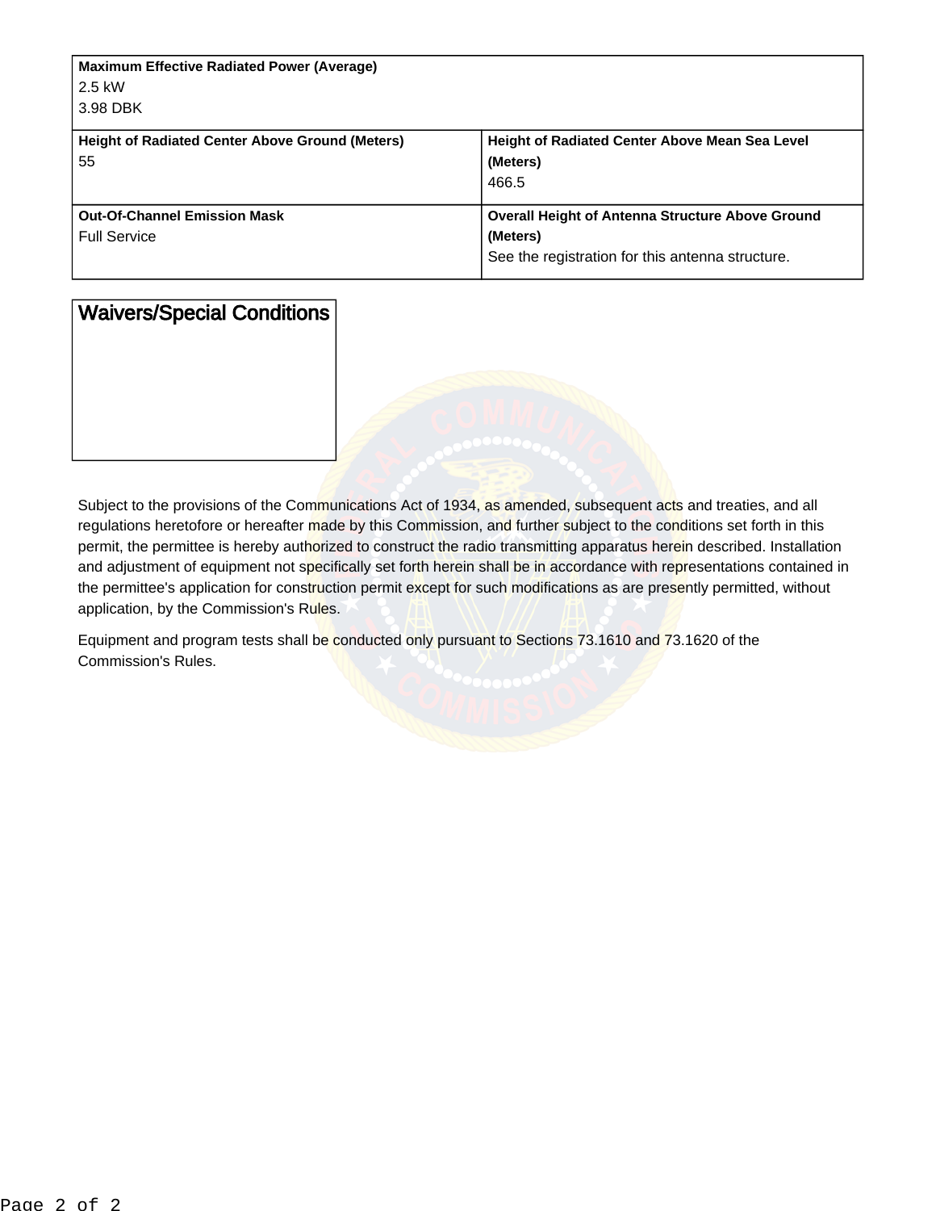| | |
|---|---|
| **Maximum Effective Radiated Power (Average)**<br>2.5 kW<br>3.98 DBK | |
| **Height of Radiated Center Above Ground (Meters)**<br>55 | **Height of Radiated Center Above Mean Sea Level (Meters)**<br>466.5 |
| **Out-Of-Channel Emission Mask**<br>Full Service | **Overall Height of Antenna Structure Above Ground (Meters)**<br>See the registration for this antenna structure. |

## Waivers/Special Conditions

Subject to the provisions of the Communications Act of 1934, as amended, subsequent acts and treaties, and all regulations heretofore or hereafter made by this Commission, and further subject to the conditions set forth in this permit, the permittee is hereby authorized to construct the radio transmitting apparatus herein described. Installation and adjustment of equipment not specifically set forth herein shall be in accordance with representations contained in the permittee's application for construction permit except for such modifications as are presently permitted, without application, by the Commission's Rules.

Equipment and program tests shall be conducted only pursuant to Sections 73.1610 and 73.1620 of the Commission's Rules.